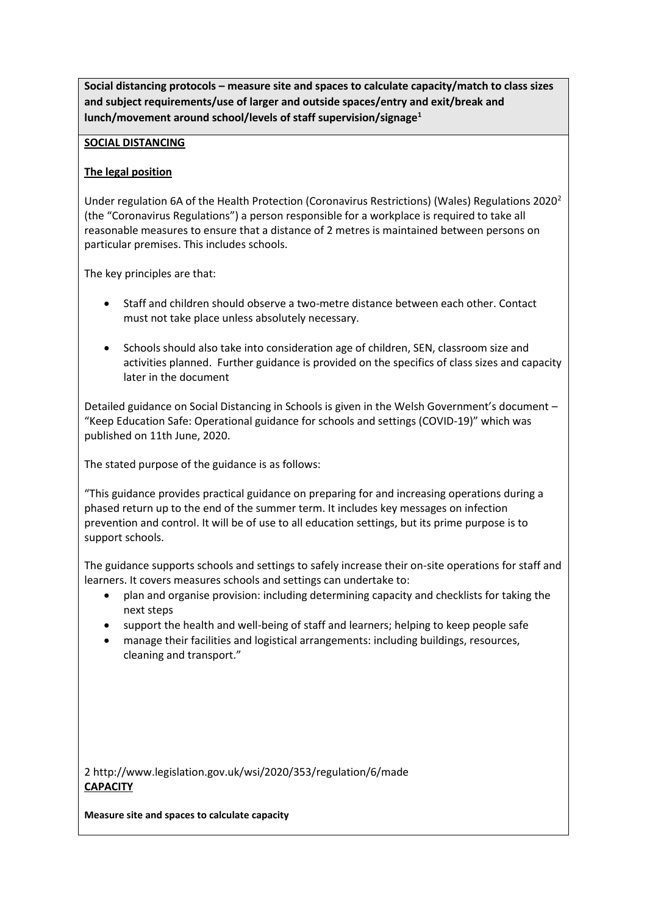**Social distancing protocols – measure site and spaces to calculate capacity/match to class sizes and subject requirements/use of larger and outside spaces/entry and exit/break and lunch/movement around school/levels of staff supervision/signage[1]**

**SOCIAL DISTANCING**

**The legal position**

Under regulation 6A of the Health Protection (Coronavirus Restrictions) (Wales) Regulations 2020[2] (the "Coronavirus Regulations") a person responsible for a workplace is required to take all reasonable measures to ensure that a distance of 2 metres is maintained between persons on particular premises. This includes schools.

The key principles are that:

- Staff and children should observe a two-metre distance between each other. Contact must not take place unless absolutely necessary.
- Schools should also take into consideration age of children, SEN, classroom size and activities planned. Further guidance is provided on the specifics of class sizes and capacity later in the document

Detailed guidance on Social Distancing in Schools is given in the Welsh Government's document – "Keep Education Safe: Operational guidance for schools and settings (COVID-19)" which was published on 11th June, 2020.

The stated purpose of the guidance is as follows:

"This guidance provides practical guidance on preparing for and increasing operations during a phased return up to the end of the summer term. It includes key messages on infection prevention and control. It will be of use to all education settings, but its prime purpose is to support schools.

The guidance supports schools and settings to safely increase their on-site operations for staff and learners. It covers measures schools and settings can undertake to:

- plan and organise provision: including determining capacity and checklists for taking the next steps
- support the health and well-being of staff and learners; helping to keep people safe
- manage their facilities and logistical arrangements: including buildings, resources, cleaning and transport."

2 http://www.legislation.gov.uk/wsi/2020/353/regulation/6/made

**CAPACITY**

**Measure site and spaces to calculate capacity**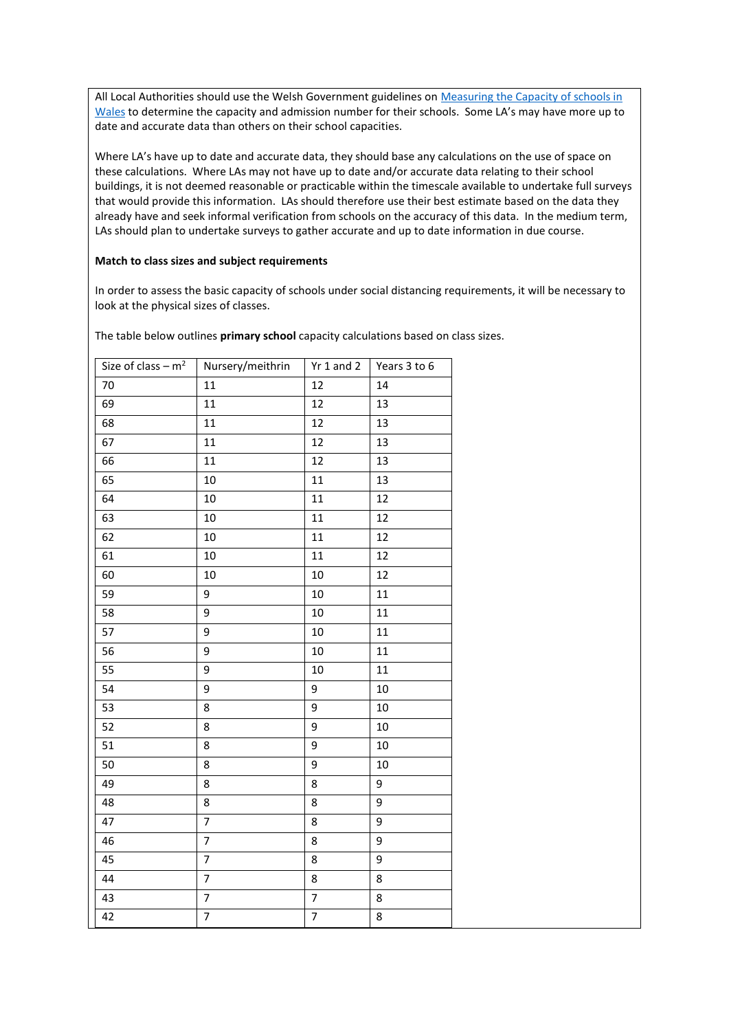All Local Authorities should use the Welsh Government guidelines on [Measuring the Capacity of schools in Wales] to determine the capacity and admission number for their schools. Some LA's may have more up to date and accurate data than others on their school capacities.

Where LA's have up to date and accurate data, they should base any calculations on the use of space on these calculations. Where LAs may not have up to date and/or accurate data relating to their school buildings, it is not deemed reasonable or practicable within the timescale available to undertake full surveys that would provide this information. LAs should therefore use their best estimate based on the data they already have and seek informal verification from schools on the accuracy of this data. In the medium term, LAs should plan to undertake surveys to gather accurate and up to date information in due course.

**Match to class sizes and subject requirements**

In order to assess the basic capacity of schools under social distancing requirements, it will be necessary to look at the physical sizes of classes.

The table below outlines **primary school** capacity calculations based on class sizes.

| Size of class – $m^2$ | Nursery/meithrin | Yr 1 and 2 | Years 3 to 6 |
|---|---|---|---|
| 70 | 11 | 12 | 14 |
| 69 | 11 | 12 | 13 |
| 68 | 11 | 12 | 13 |
| 67 | 11 | 12 | 13 |
| 66 | 11 | 12 | 13 |
| 65 | 10 | 11 | 13 |
| 64 | 10 | 11 | 12 |
| 63 | 10 | 11 | 12 |
| 62 | 10 | 11 | 12 |
| 61 | 10 | 11 | 12 |
| 60 | 10 | 10 | 12 |
| 59 | 9 | 10 | 11 |
| 58 | 9 | 10 | 11 |
| 57 | 9 | 10 | 11 |
| 56 | 9 | 10 | 11 |
| 55 | 9 | 10 | 11 |
| 54 | 9 | 9 | 10 |
| 53 | 8 | 9 | 10 |
| 52 | 8 | 9 | 10 |
| 51 | 8 | 9 | 10 |
| 50 | 8 | 9 | 10 |
| 49 | 8 | 8 | 9 |
| 48 | 8 | 8 | 9 |
| 47 | 7 | 8 | 9 |
| 46 | 7 | 8 | 9 |
| 45 | 7 | 8 | 9 |
| 44 | 7 | 8 | 8 |
| 43 | 7 | 7 | 8 |
| 42 | 7 | 7 | 8 |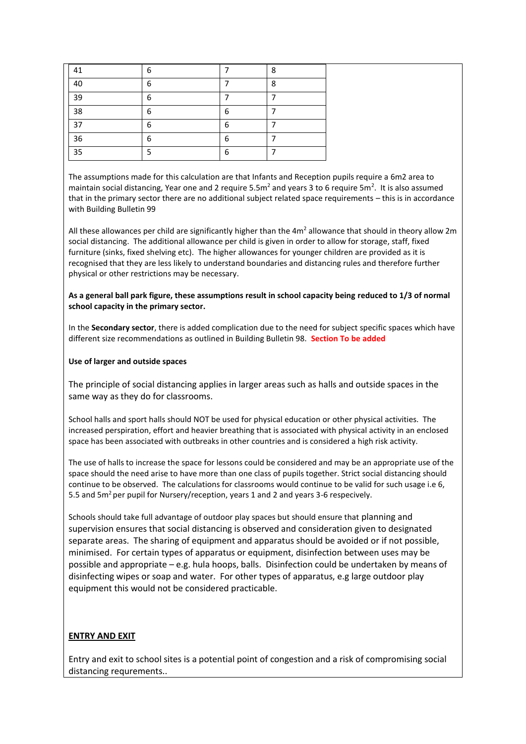| | | | |
|---|---|---|---|
| 41 | 6 | 7 | 8 |
| 40 | 6 | 7 | 8 |
| 39 | 6 | 7 | 7 |
| 38 | 6 | 6 | 7 |
| 37 | 6 | 6 | 7 |
| 36 | 6 | 6 | 7 |
| 35 | 5 | 6 | 7 |

The assumptions made for this calculation are that Infants and Reception pupils require a 6m2 area to maintain social distancing, Year one and 2 require 5.5m$^2$ and years 3 to 6 require 5m$^2$. It is also assumed that in the primary sector there are no additional subject related space requirements – this is in accordance with Building Bulletin 99

All these allowances per child are significantly higher than the 4m$^2$ allowance that should in theory allow 2m social distancing. The additional allowance per child is given in order to allow for storage, staff, fixed furniture (sinks, fixed shelving etc). The higher allowances for younger children are provided as it is recognised that they are less likely to understand boundaries and distancing rules and therefore further physical or other restrictions may be necessary.

**As a general ball park figure, these assumptions result in school capacity being reduced to 1/3 of normal school capacity in the primary sector.**

In the **Secondary sector**, there is added complication due to the need for subject specific spaces which have different size recommendations as outlined in Building Bulletin 98. **Section To be added**

**Use of larger and outside spaces**

The principle of social distancing applies in larger areas such as halls and outside spaces in the same way as they do for classrooms.

School halls and sport halls should NOT be used for physical education or other physical activities. The increased perspiration, effort and heavier breathing that is associated with physical activity in an enclosed space has been associated with outbreaks in other countries and is considered a high risk activity.

The use of halls to increase the space for lessons could be considered and may be an appropriate use of the space should the need arise to have more than one class of pupils together. Strict social distancing should continue to be observed. The calculations for classrooms would continue to be valid for such usage i.e 6, 5.5 and 5m$^2$ per pupil for Nursery/reception, years 1 and 2 and years 3-6 respecively.

Schools should take full advantage of outdoor play spaces but should ensure that planning and supervision ensures that social distancing is observed and consideration given to designated separate areas. The sharing of equipment and apparatus should be avoided or if not possible, minimised. For certain types of apparatus or equipment, disinfection between uses may be possible and appropriate – e.g. hula hoops, balls. Disinfection could be undertaken by means of disinfecting wipes or soap and water. For other types of apparatus, e.g large outdoor play equipment this would not be considered practicable.

## ENTRY AND EXIT

Entry and exit to school sites is a potential point of congestion and a risk of compromising social distancing requrements..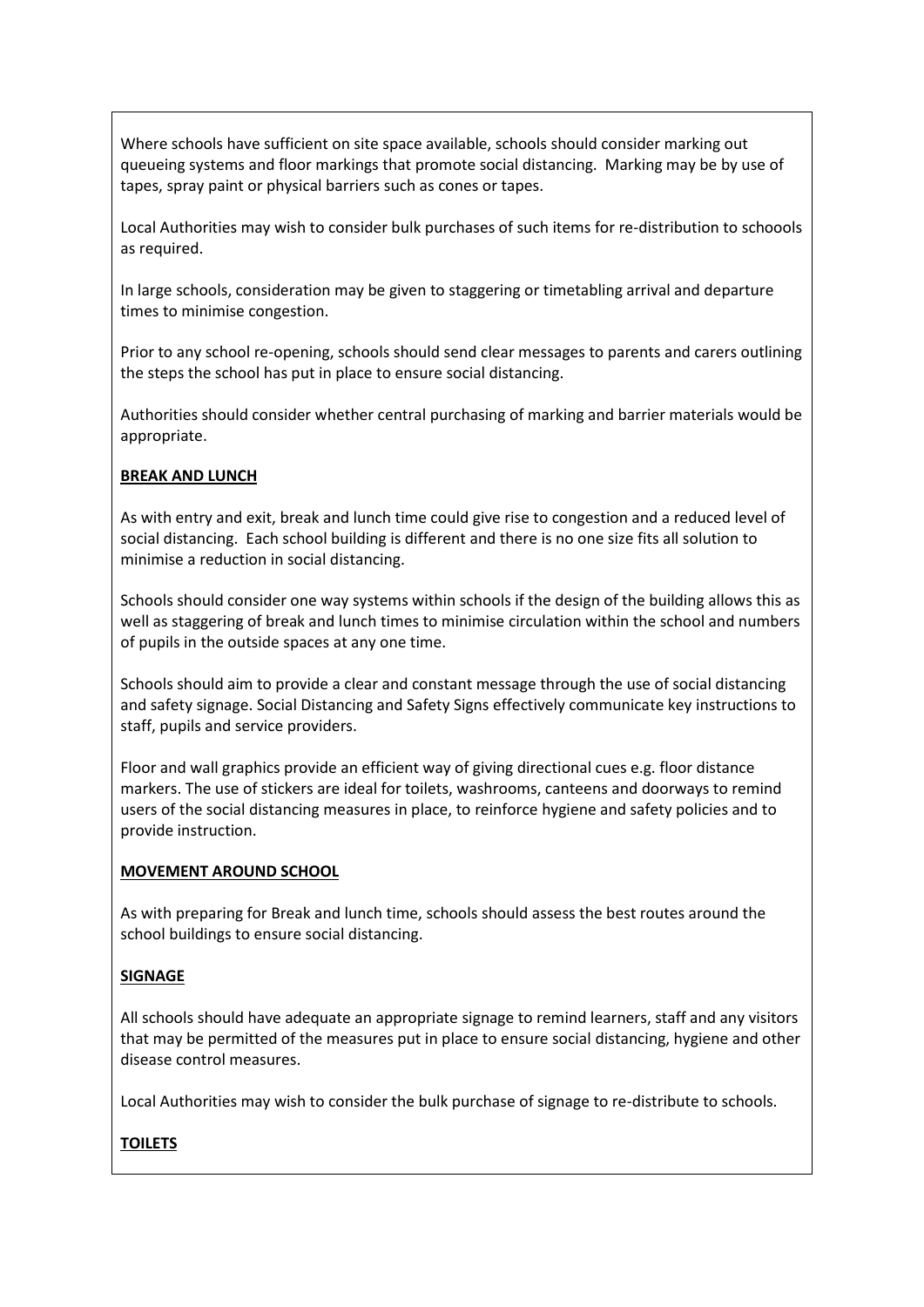Where schools have sufficient on site space available, schools should consider marking out queueing systems and floor markings that promote social distancing. Marking may be by use of tapes, spray paint or physical barriers such as cones or tapes.

Local Authorities may wish to consider bulk purchases of such items for re-distribution to schoools as required.

In large schools, consideration may be given to staggering or timetabling arrival and departure times to minimise congestion.

Prior to any school re-opening, schools should send clear messages to parents and carers outlining the steps the school has put in place to ensure social distancing.

Authorities should consider whether central purchasing of marking and barrier materials would be appropriate.

**BREAK AND LUNCH**

As with entry and exit, break and lunch time could give rise to congestion and a reduced level of social distancing. Each school building is different and there is no one size fits all solution to minimise a reduction in social distancing.

Schools should consider one way systems within schools if the design of the building allows this as well as staggering of break and lunch times to minimise circulation within the school and numbers of pupils in the outside spaces at any one time.

Schools should aim to provide a clear and constant message through the use of social distancing and safety signage. Social Distancing and Safety Signs effectively communicate key instructions to staff, pupils and service providers.

Floor and wall graphics provide an efficient way of giving directional cues e.g. floor distance markers. The use of stickers are ideal for toilets, washrooms, canteens and doorways to remind users of the social distancing measures in place, to reinforce hygiene and safety policies and to provide instruction.

**MOVEMENT AROUND SCHOOL**

As with preparing for Break and lunch time, schools should assess the best routes around the school buildings to ensure social distancing.

**SIGNAGE**

All schools should have adequate an appropriate signage to remind learners, staff and any visitors that may be permitted of the measures put in place to ensure social distancing, hygiene and other disease control measures.

Local Authorities may wish to consider the bulk purchase of signage to re-distribute to schools.

**TOILETS**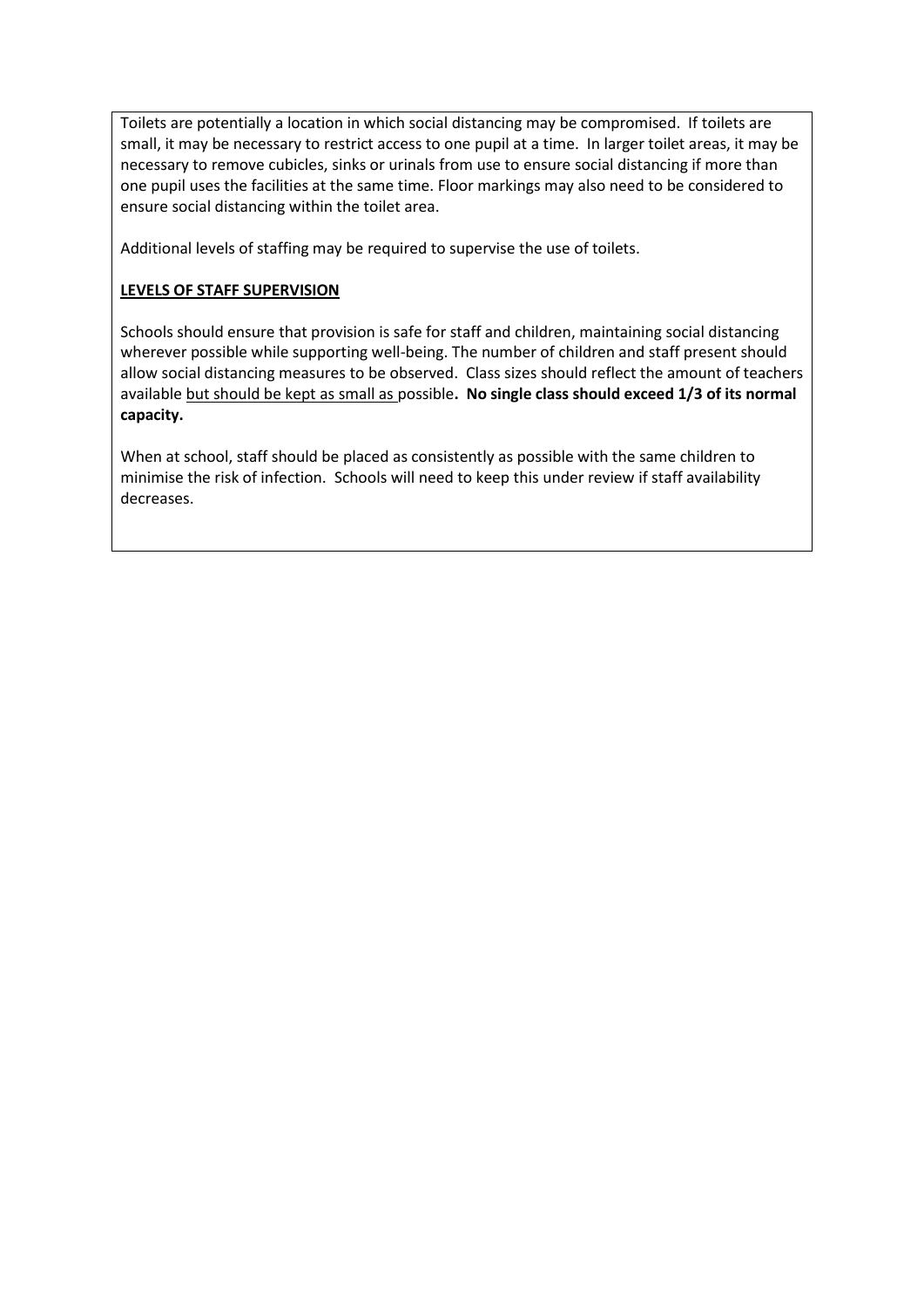Toilets are potentially a location in which social distancing may be compromised. If toilets are small, it may be necessary to restrict access to one pupil at a time. In larger toilet areas, it may be necessary to remove cubicles, sinks or urinals from use to ensure social distancing if more than one pupil uses the facilities at the same time. Floor markings may also need to be considered to ensure social distancing within the toilet area.

Additional levels of staffing may be required to supervise the use of toilets.

**LEVELS OF STAFF SUPERVISION**

Schools should ensure that provision is safe for staff and children, maintaining social distancing wherever possible while supporting well-being. The number of children and staff present should allow social distancing measures to be observed. Class sizes should reflect the amount of teachers available but should be kept as small as possible**. No single class should exceed 1/3 of its normal capacity.**

When at school, staff should be placed as consistently as possible with the same children to minimise the risk of infection. Schools will need to keep this under review if staff availability decreases.